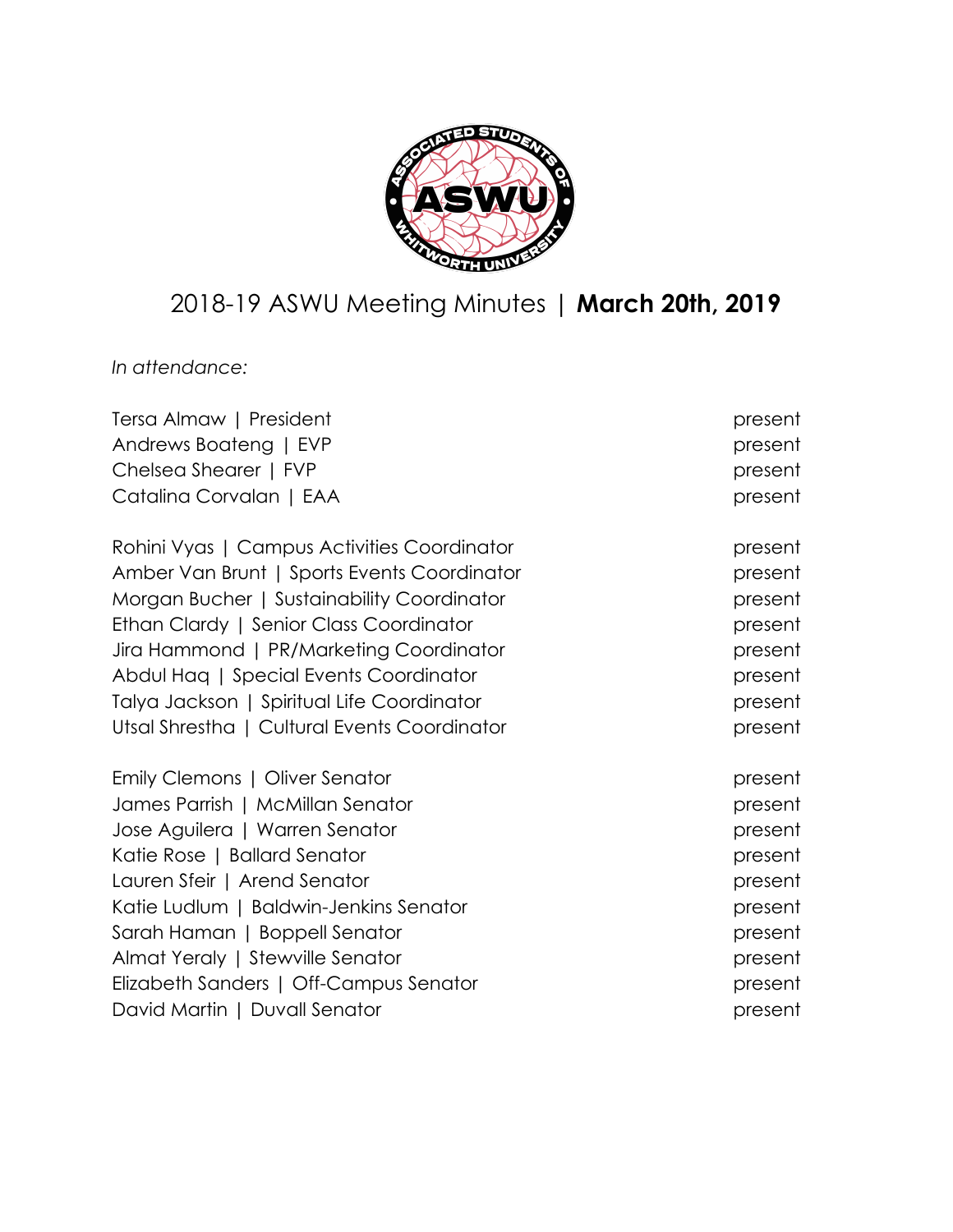# 2018-19 ASWU Meeting Minutes | **March 20th, 2019**

*In attendance:*

| | |
|---|---|
| Tersa Almaw \| President | present |
| Andrews Boateng \| EVP | present |
| Chelsea Shearer \| FVP | present |
| Catalina Corvalan \| EAA | present |
| | |
| Rohini Vyas \| Campus Activities Coordinator | present |
| Amber Van Brunt \| Sports Events Coordinator | present |
| Morgan Bucher \| Sustainability Coordinator | present |
| Ethan Clardy \| Senior Class Coordinator | present |
| Jira Hammond \| PR/Marketing Coordinator | present |
| Abdul Haq \| Special Events Coordinator | present |
| Talya Jackson \| Spiritual Life Coordinator | present |
| Utsal Shrestha \| Cultural Events Coordinator | present |
| | |
| Emily Clemons \| Oliver Senator | present |
| James Parrish \| McMillan Senator | present |
| Jose Aguilera \| Warren Senator | present |
| Katie Rose \| Ballard Senator | present |
| Lauren Sfeir \| Arend Senator | present |
| Katie Ludlum \| Baldwin-Jenkins Senator | present |
| Sarah Haman \| Boppell Senator | present |
| Almat Yeraly \| Stewville Senator | present |
| Elizabeth Sanders \| Off-Campus Senator | present |
| David Martin \| Duvall Senator | present |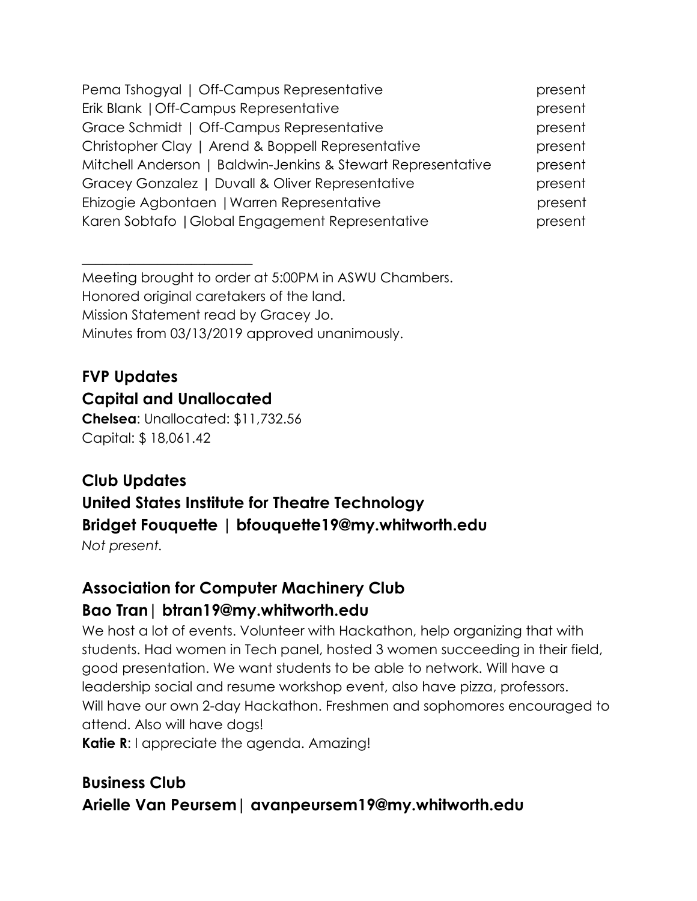Pema Tshogyal | Off-Campus Representative present
Erik Blank |Off-Campus Representative present
Grace Schmidt | Off-Campus Representative present
Christopher Clay | Arend & Boppell Representative present
Mitchell Anderson | Baldwin-Jenkins & Stewart Representative present
Gracey Gonzalez | Duvall & Oliver Representative present
Ehizogie Agbontaen |Warren Representative present
Karen Sobtafo |Global Engagement Representative present

---

Meeting brought to order at 5:00PM in ASWU Chambers.
Honored original caretakers of the land.
Mission Statement read by Gracey Jo.
Minutes from 03/13/2019 approved unanimously.

## FVP Updates

## Capital and Unallocated

**Chelsea**: Unallocated: $11,732.56
Capital: $ 18,061.42

## Club Updates

## United States Institute for Theatre Technology

## Bridget Fouquette | bfouquette19@my.whitworth.edu

*Not present.*

## Association for Computer Machinery Club

## Bao Tran| btran19@my.whitworth.edu

We host a lot of events. Volunteer with Hackathon, help organizing that with students. Had women in Tech panel, hosted 3 women succeeding in their field, good presentation. We want students to be able to network. Will have a leadership social and resume workshop event, also have pizza, professors. Will have our own 2-day Hackathon. Freshmen and sophomores encouraged to attend. Also will have dogs!
**Katie R**: I appreciate the agenda. Amazing!

## Business Club

## Arielle Van Peursem| avanpeursem19@my.whitworth.edu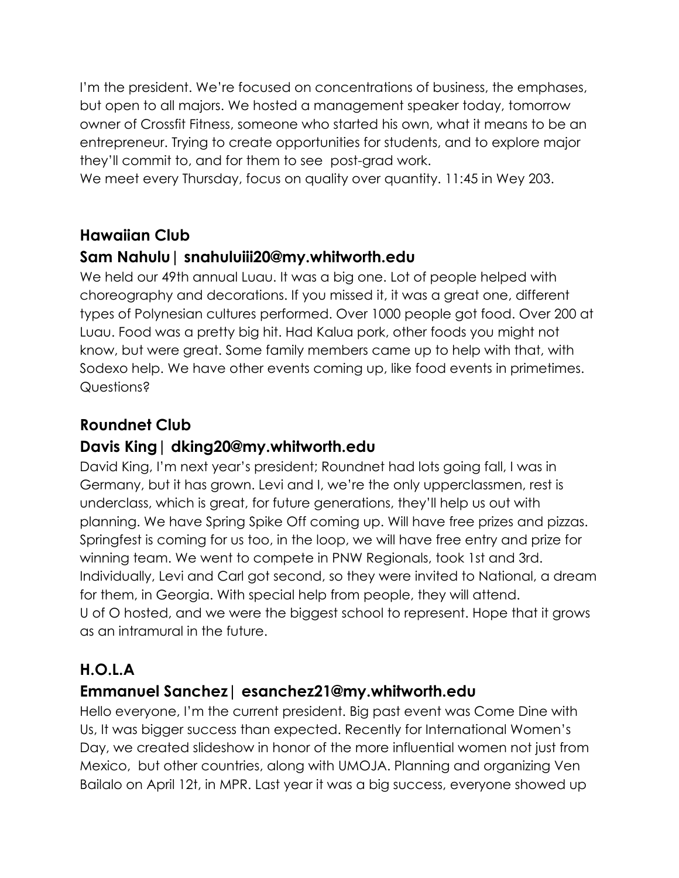I'm the president. We're focused on concentrations of business, the emphases, but open to all majors. We hosted a management speaker today, tomorrow owner of Crossfit Fitness, someone who started his own, what it means to be an entrepreneur. Trying to create opportunities for students, and to explore major they'll commit to, and for them to see post-grad work.
We meet every Thursday, focus on quality over quantity. 11:45 in Wey 203.

## Hawaiian Club

### Sam Nahulu| snahuluiii20@my.whitworth.edu

We held our 49th annual Luau. It was a big one. Lot of people helped with choreography and decorations. If you missed it, it was a great one, different types of Polynesian cultures performed. Over 1000 people got food. Over 200 at Luau. Food was a pretty big hit. Had Kalua pork, other foods you might not know, but were great. Some family members came up to help with that, with Sodexo help. We have other events coming up, like food events in primetimes. Questions?

## Roundnet Club

### Davis King| dking20@my.whitworth.edu

David King, I'm next year's president; Roundnet had lots going fall, I was in Germany, but it has grown. Levi and I, we're the only upperclassmen, rest is underclass, which is great, for future generations, they'll help us out with planning. We have Spring Spike Off coming up. Will have free prizes and pizzas. Springfest is coming for us too, in the loop, we will have free entry and prize for winning team. We went to compete in PNW Regionals, took 1st and 3rd. Individually, Levi and Carl got second, so they were invited to National, a dream for them, in Georgia. With special help from people, they will attend.
U of O hosted, and we were the biggest school to represent. Hope that it grows as an intramural in the future.

## H.O.L.A

### Emmanuel Sanchez| esanchez21@my.whitworth.edu

Hello everyone, I'm the current president. Big past event was Come Dine with Us, It was bigger success than expected. Recently for International Women's Day, we created slideshow in honor of the more influential women not just from Mexico, but other countries, along with UMOJA. Planning and organizing Ven Bailalo on April 12t, in MPR. Last year it was a big success, everyone showed up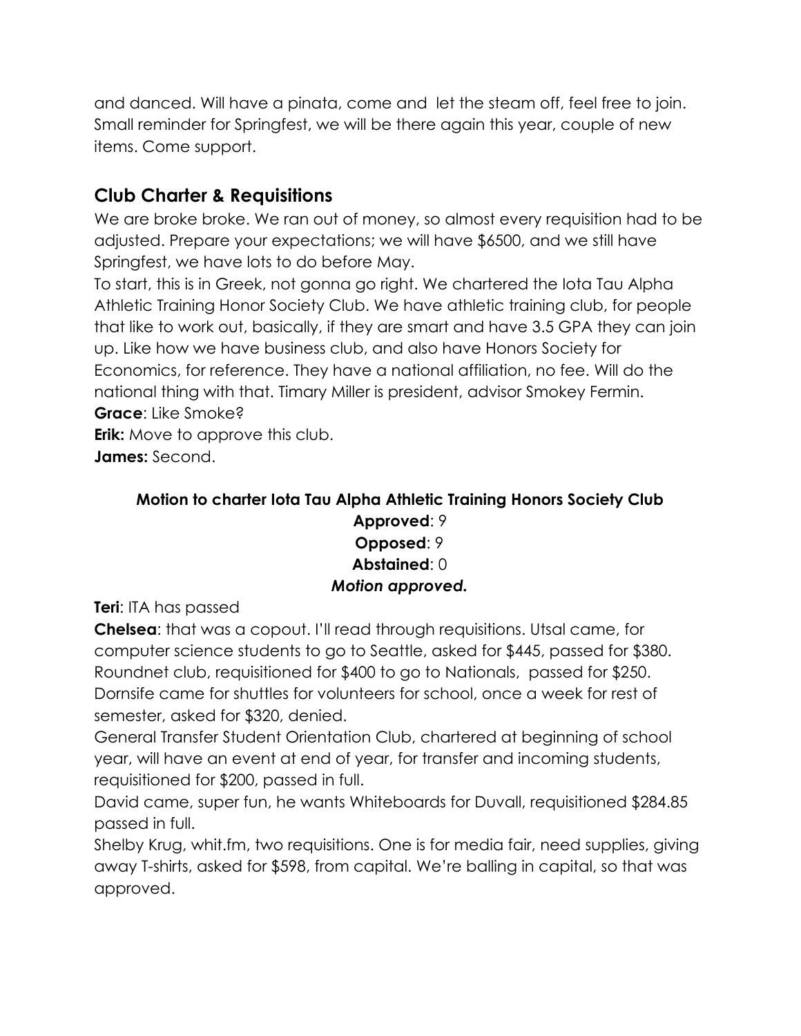and danced. Will have a pinata, come and  let the steam off, feel free to join. Small reminder for Springfest, we will be there again this year, couple of new items. Come support.

## Club Charter & Requisitions

We are broke broke. We ran out of money, so almost every requisition had to be adjusted. Prepare your expectations; we will have $6500, and we still have Springfest, we have lots to do before May.

To start, this is in Greek, not gonna go right. We chartered the Iota Tau Alpha Athletic Training Honor Society Club. We have athletic training club, for people that like to work out, basically, if they are smart and have 3.5 GPA they can join up. Like how we have business club, and also have Honors Society for Economics, for reference. They have a national affiliation, no fee. Will do the national thing with that. Timary Miller is president, advisor Smokey Fermin.

**Grace**: Like Smoke?

**Erik:** Move to approve this club.

**James:** Second.

**Motion to charter Iota Tau Alpha Athletic Training Honors Society Club**

**Approved**: 9

**Opposed**: 9

**Abstained**: 0

***Motion approved.***

**Teri**: ITA has passed

**Chelsea**: that was a copout. I'll read through requisitions. Utsal came, for computer science students to go to Seattle, asked for $445, passed for $380. Roundnet club, requisitioned for $400 to go to Nationals,  passed for $250. Dornsife came for shuttles for volunteers for school, once a week for rest of semester, asked for $320, denied.

General Transfer Student Orientation Club, chartered at beginning of school year, will have an event at end of year, for transfer and incoming students, requisitioned for $200, passed in full.

David came, super fun, he wants Whiteboards for Duvall, requisitioned $284.85 passed in full.

Shelby Krug, whit.fm, two requisitions. One is for media fair, need supplies, giving away T-shirts, asked for $598, from capital. We're balling in capital, so that was approved.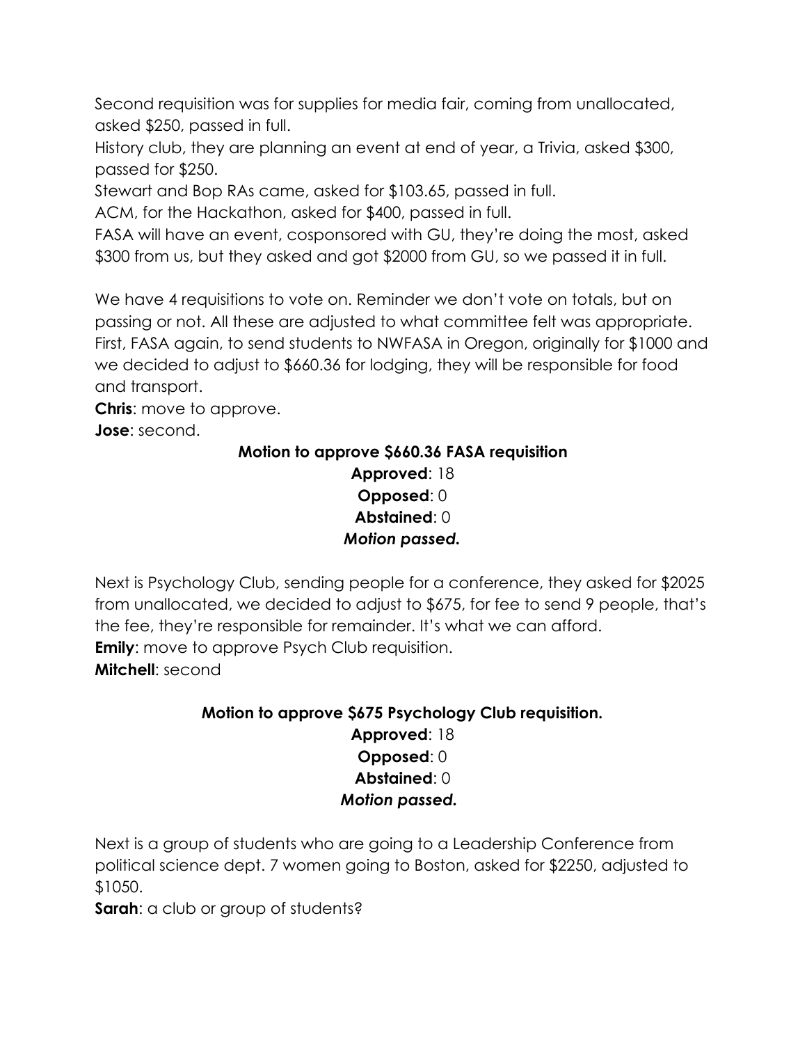Second requisition was for supplies for media fair, coming from unallocated, asked $250, passed in full.

History club, they are planning an event at end of year, a Trivia, asked $300, passed for $250.

Stewart and Bop RAs came, asked for $103.65, passed in full.

ACM, for the Hackathon, asked for $400, passed in full.

FASA will have an event, cosponsored with GU, they're doing the most, asked $300 from us, but they asked and got $2000 from GU, so we passed it in full.

We have 4 requisitions to vote on. Reminder we don't vote on totals, but on passing or not. All these are adjusted to what committee felt was appropriate. First, FASA again, to send students to NWFASA in Oregon, originally for $1000 and we decided to adjust to $660.36 for lodging, they will be responsible for food and transport.

**Chris**: move to approve.

**Jose**: second.

**Motion to approve $660.36 FASA requisition**

**Approved**: 18

**Opposed**: 0

**Abstained**: 0

***Motion passed.***

Next is Psychology Club, sending people for a conference, they asked for $2025 from unallocated, we decided to adjust to $675, for fee to send 9 people, that's the fee, they're responsible for remainder. It's what we can afford.

**Emily**: move to approve Psych Club requisition.

**Mitchell**: second

**Motion to approve $675 Psychology Club requisition.**

**Approved**: 18

**Opposed**: 0

**Abstained**: 0

***Motion passed.***

Next is a group of students who are going to a Leadership Conference from political science dept. 7 women going to Boston, asked for $2250, adjusted to $1050.

**Sarah**: a club or group of students?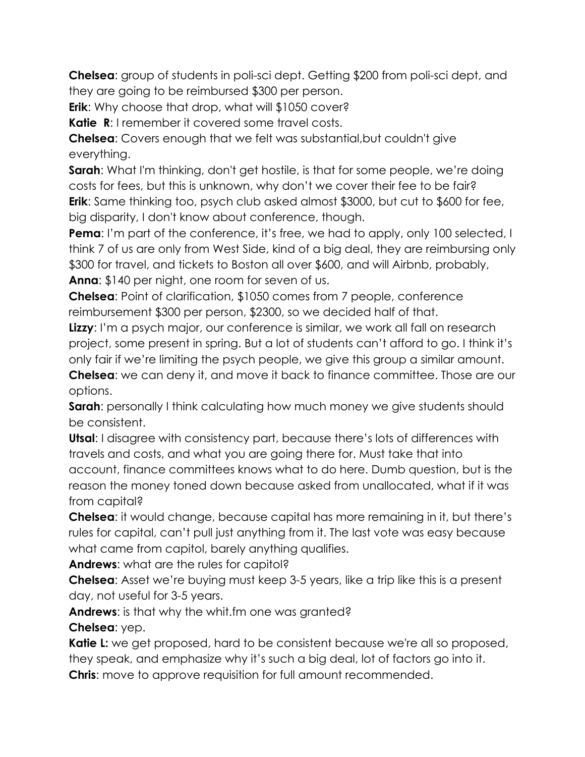**Chelsea**: group of students in poli-sci dept. Getting $200 from poli-sci dept, and they are going to be reimbursed $300 per person.

**Erik**: Why choose that drop, what will $1050 cover?

**Katie R**: I remember it covered some travel costs.

**Chelsea**: Covers enough that we felt was substantial,but couldn't give everything.

**Sarah**: What I'm thinking, don't get hostile, is that for some people, we're doing costs for fees, but this is unknown, why don't we cover their fee to be fair?

**Erik**: Same thinking too, psych club asked almost $3000, but cut to $600 for fee, big disparity, I don't know about conference, though.

**Pema**: I'm part of the conference, it's free, we had to apply, only 100 selected, I think 7 of us are only from West Side, kind of a big deal, they are reimbursing only $300 for travel, and tickets to Boston all over $600, and will Airbnb, probably,

**Anna**: $140 per night, one room for seven of us.

**Chelsea**: Point of clarification, $1050 comes from 7 people, conference reimbursement $300 per person, $2300, so we decided half of that.

**Lizzy**: I'm a psych major, our conference is similar, we work all fall on research project, some present in spring. But a lot of students can't afford to go. I think it's only fair if we're limiting the psych people, we give this group a similar amount.

**Chelsea**: we can deny it, and move it back to finance committee. Those are our options.

**Sarah**: personally I think calculating how much money we give students should be consistent.

**Utsal**: I disagree with consistency part, because there's lots of differences with travels and costs, and what you are going there for. Must take that into account, finance committees knows what to do here. Dumb question, but is the reason the money toned down because asked from unallocated, what if it was from capital?

**Chelsea**: it would change, because capital has more remaining in it, but there's rules for capital, can't pull just anything from it. The last vote was easy because what came from capitol, barely anything qualifies.

**Andrews**: what are the rules for capitol?

**Chelsea**: Asset we're buying must keep 3-5 years, like a trip like this is a present day, not useful for 3-5 years.

**Andrews**: is that why the whit.fm one was granted?

**Chelsea**: yep.

**Katie L:** we get proposed, hard to be consistent because we're all so proposed, they speak, and emphasize why it's such a big deal, lot of factors go into it.

**Chris**: move to approve requisition for full amount recommended.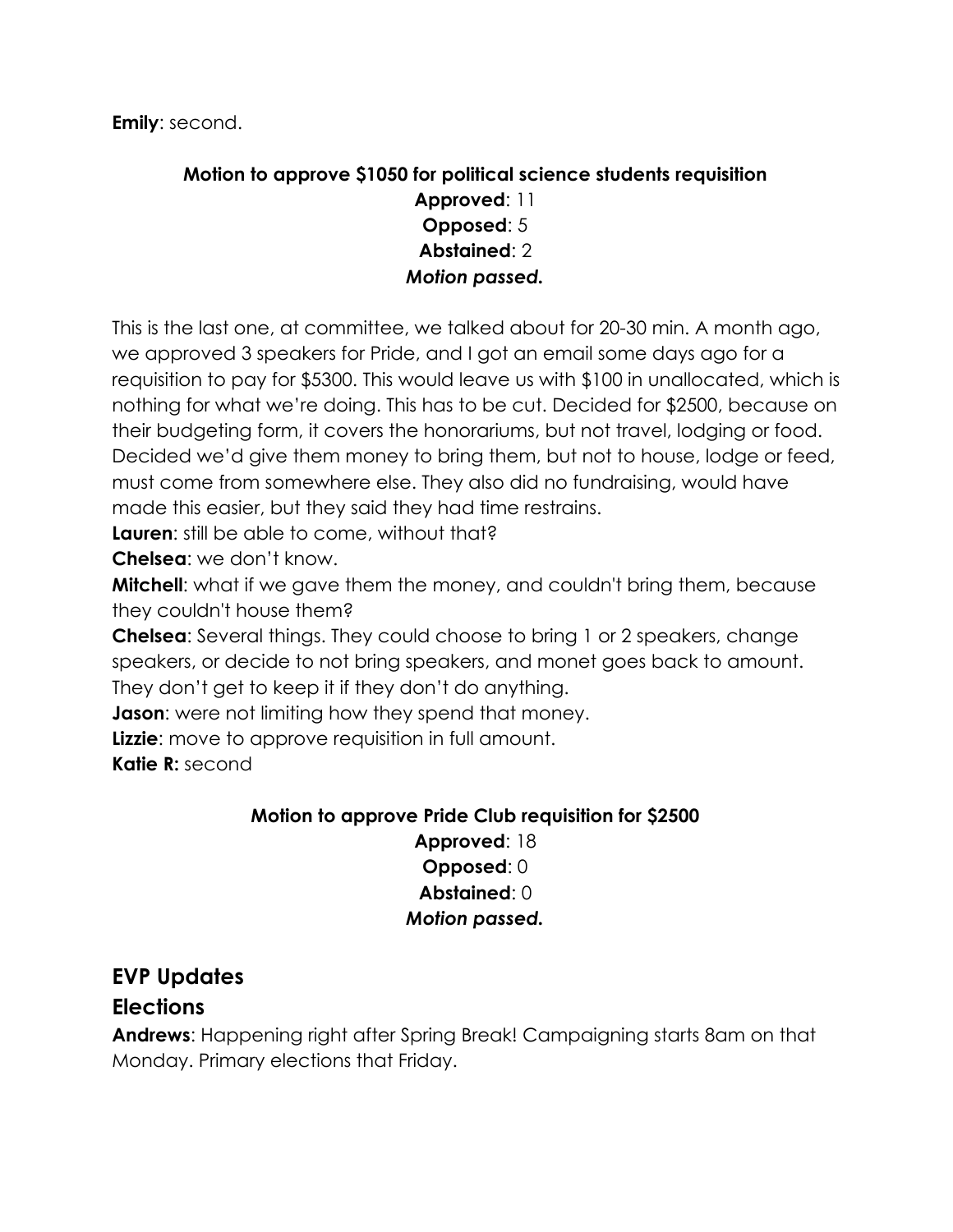**Emily**: second.

**Motion to approve $1050 for political science students requisition**

**Approved**: 11
**Opposed**: 5
**Abstained**: 2
***Motion passed.***

This is the last one, at committee, we talked about for 20-30 min. A month ago, we approved 3 speakers for Pride, and I got an email some days ago for a requisition to pay for $5300. This would leave us with $100 in unallocated, which is nothing for what we're doing. This has to be cut. Decided for $2500, because on their budgeting form, it covers the honorariums, but not travel, lodging or food. Decided we'd give them money to bring them, but not to house, lodge or feed, must come from somewhere else. They also did no fundraising, would have made this easier, but they said they had time restrains.

**Lauren**: still be able to come, without that?

**Chelsea**: we don't know.

**Mitchell**: what if we gave them the money, and couldn't bring them, because they couldn't house them?

**Chelsea**: Several things. They could choose to bring 1 or 2 speakers, change speakers, or decide to not bring speakers, and monet goes back to amount. They don't get to keep it if they don't do anything.

**Jason**: were not limiting how they spend that money.

**Lizzie**: move to approve requisition in full amount.

**Katie R:** second

**Motion to approve Pride Club requisition for $2500**

**Approved**: 18
**Opposed**: 0
**Abstained**: 0
***Motion passed.***

## EVP Updates

## Elections

**Andrews**: Happening right after Spring Break! Campaigning starts 8am on that Monday. Primary elections that Friday.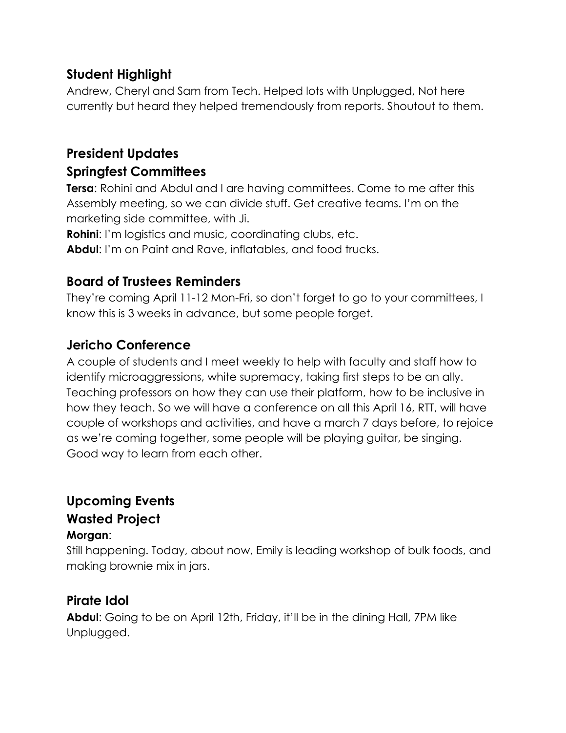## Student Highlight

Andrew, Cheryl and Sam from Tech. Helped lots with Unplugged, Not here currently but heard they helped tremendously from reports. Shoutout to them.

## President Updates

## Springfest Committees

**Tersa**: Rohini and Abdul and I are having committees. Come to me after this Assembly meeting, so we can divide stuff. Get creative teams. I'm on the marketing side committee, with Ji.

**Rohini**: I'm logistics and music, coordinating clubs, etc.

**Abdul**: I'm on Paint and Rave, inflatables, and food trucks.

## Board of Trustees Reminders

They're coming April 11-12 Mon-Fri, so don't forget to go to your committees, I know this is 3 weeks in advance, but some people forget.

## Jericho Conference

A couple of students and I meet weekly to help with faculty and staff how to identify microaggressions, white supremacy, taking first steps to be an ally. Teaching professors on how they can use their platform, how to be inclusive in how they teach. So we will have a conference on all this April 16, RTT, will have couple of workshops and activities, and have a march 7 days before, to rejoice as we're coming together, some people will be playing guitar, be singing. Good way to learn from each other.

## Upcoming Events

## Wasted Project

**Morgan**:

Still happening. Today, about now, Emily is leading workshop of bulk foods, and making brownie mix in jars.

## Pirate Idol

**Abdul**: Going to be on April 12th, Friday, it'll be in the dining Hall, 7PM like Unplugged.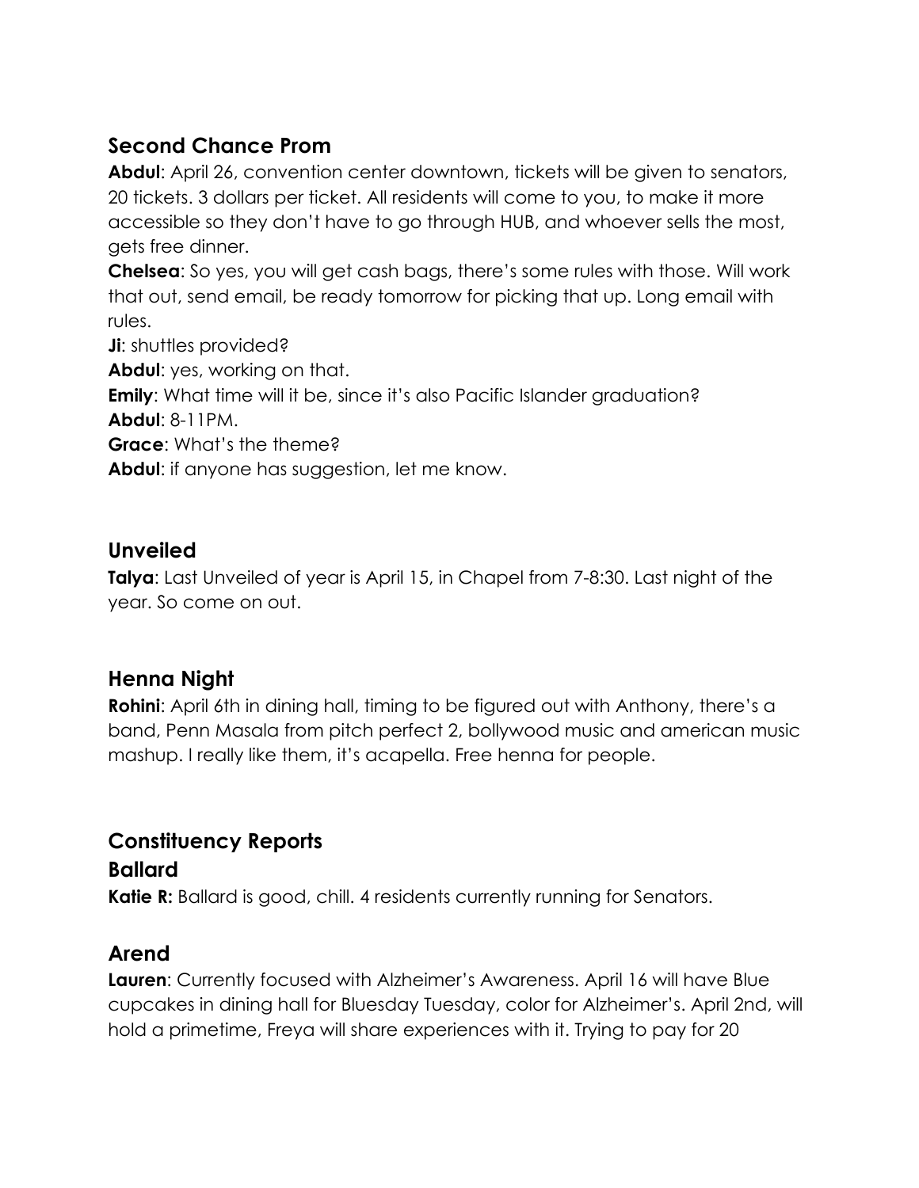## Second Chance Prom

**Abdul**: April 26, convention center downtown, tickets will be given to senators, 20 tickets. 3 dollars per ticket. All residents will come to you, to make it more accessible so they don't have to go through HUB, and whoever sells the most, gets free dinner.

**Chelsea**: So yes, you will get cash bags, there's some rules with those. Will work that out, send email, be ready tomorrow for picking that up. Long email with rules.

**Ji**: shuttles provided?

**Abdul**: yes, working on that.

**Emily**: What time will it be, since it's also Pacific Islander graduation?

**Abdul**: 8-11PM.

**Grace**: What's the theme?

**Abdul**: if anyone has suggestion, let me know.

## Unveiled

**Talya**: Last Unveiled of year is April 15, in Chapel from 7-8:30. Last night of the year. So come on out.

## Henna Night

**Rohini**: April 6th in dining hall, timing to be figured out with Anthony, there's a band, Penn Masala from pitch perfect 2, bollywood music and american music mashup. I really like them, it's acapella. Free henna for people.

## Constituency Reports

### Ballard

**Katie R:** Ballard is good, chill. 4 residents currently running for Senators.

## Arend

**Lauren**: Currently focused with Alzheimer's Awareness. April 16 will have Blue cupcakes in dining hall for Bluesday Tuesday, color for Alzheimer's. April 2nd, will hold a primetime, Freya will share experiences with it. Trying to pay for 20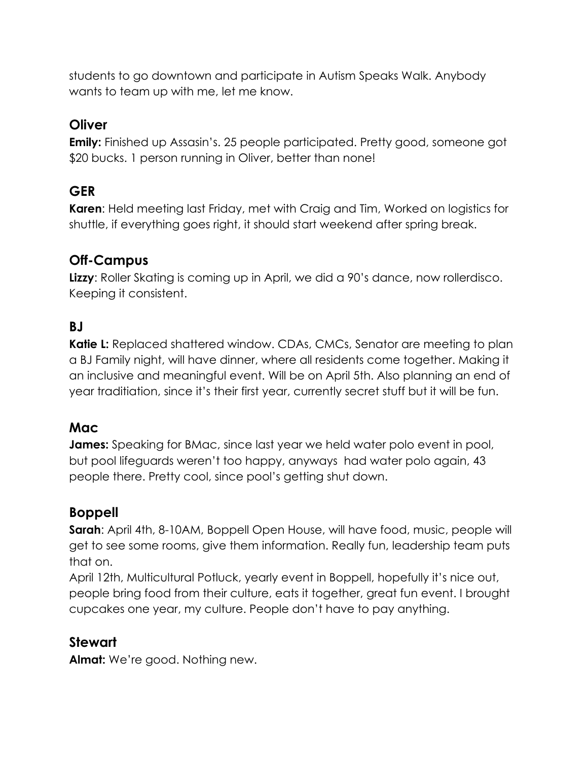students to go downtown and participate in Autism Speaks Walk. Anybody wants to team up with me, let me know.

## Oliver

**Emily:** Finished up Assasin's. 25 people participated. Pretty good, someone got $20 bucks. 1 person running in Oliver, better than none!

## GER

**Karen**: Held meeting last Friday, met with Craig and Tim, Worked on logistics for shuttle, if everything goes right, it should start weekend after spring break.

## Off-Campus

**Lizzy**: Roller Skating is coming up in April, we did a 90's dance, now rollerdisco. Keeping it consistent.

## BJ

**Katie L:** Replaced shattered window. CDAs, CMCs, Senator are meeting to plan a BJ Family night, will have dinner, where all residents come together. Making it an inclusive and meaningful event. Will be on April 5th. Also planning an end of year traditiation, since it's their first year, currently secret stuff but it will be fun.

## Mac

**James:** Speaking for BMac, since last year we held water polo event in pool, but pool lifeguards weren't too happy, anyways had water polo again, 43 people there. Pretty cool, since pool's getting shut down.

## Boppell

**Sarah**: April 4th, 8-10AM, Boppell Open House, will have food, music, people will get to see some rooms, give them information. Really fun, leadership team puts that on.

April 12th, Multicultural Potluck, yearly event in Boppell, hopefully it's nice out, people bring food from their culture, eats it together, great fun event. I brought cupcakes one year, my culture. People don't have to pay anything.

## Stewart

**Almat:** We're good. Nothing new.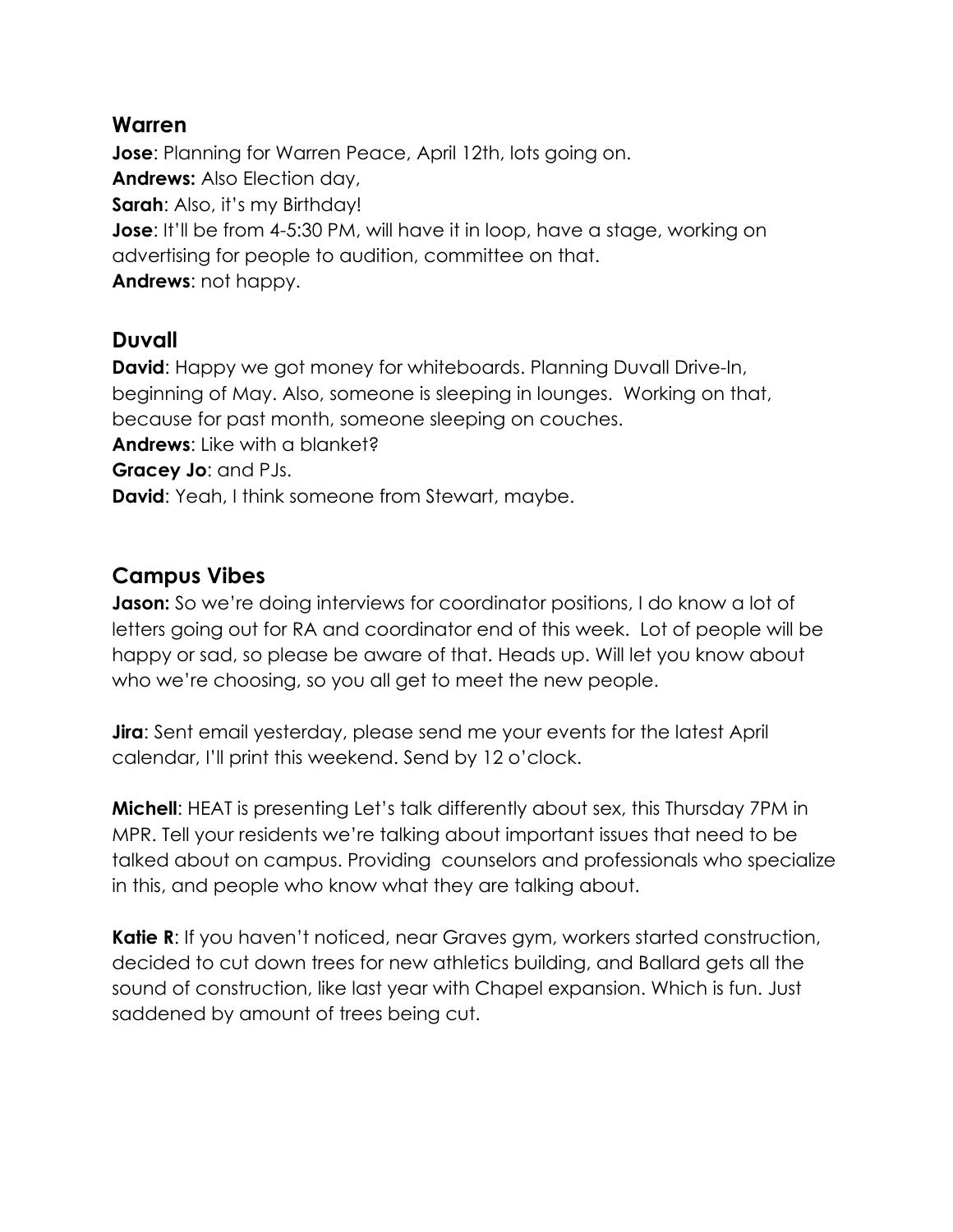## Warren

**Jose**: Planning for Warren Peace, April 12th, lots going on.
**Andrews:** Also Election day,
**Sarah**: Also, it's my Birthday!
**Jose**: It'll be from 4-5:30 PM, will have it in loop, have a stage, working on advertising for people to audition, committee on that.
**Andrews**: not happy.

## Duvall

**David**: Happy we got money for whiteboards. Planning Duvall Drive-In, beginning of May. Also, someone is sleeping in lounges. Working on that, because for past month, someone sleeping on couches.
**Andrews**: Like with a blanket?
**Gracey Jo**: and PJs.
**David**: Yeah, I think someone from Stewart, maybe.

## Campus Vibes

**Jason:** So we're doing interviews for coordinator positions, I do know a lot of letters going out for RA and coordinator end of this week. Lot of people will be happy or sad, so please be aware of that. Heads up. Will let you know about who we're choosing, so you all get to meet the new people.

**Jira**: Sent email yesterday, please send me your events for the latest April calendar, I'll print this weekend. Send by 12 o'clock.

**Michell**: HEAT is presenting Let's talk differently about sex, this Thursday 7PM in MPR. Tell your residents we're talking about important issues that need to be talked about on campus. Providing counselors and professionals who specialize in this, and people who know what they are talking about.

**Katie R**: If you haven't noticed, near Graves gym, workers started construction, decided to cut down trees for new athletics building, and Ballard gets all the sound of construction, like last year with Chapel expansion. Which is fun. Just saddened by amount of trees being cut.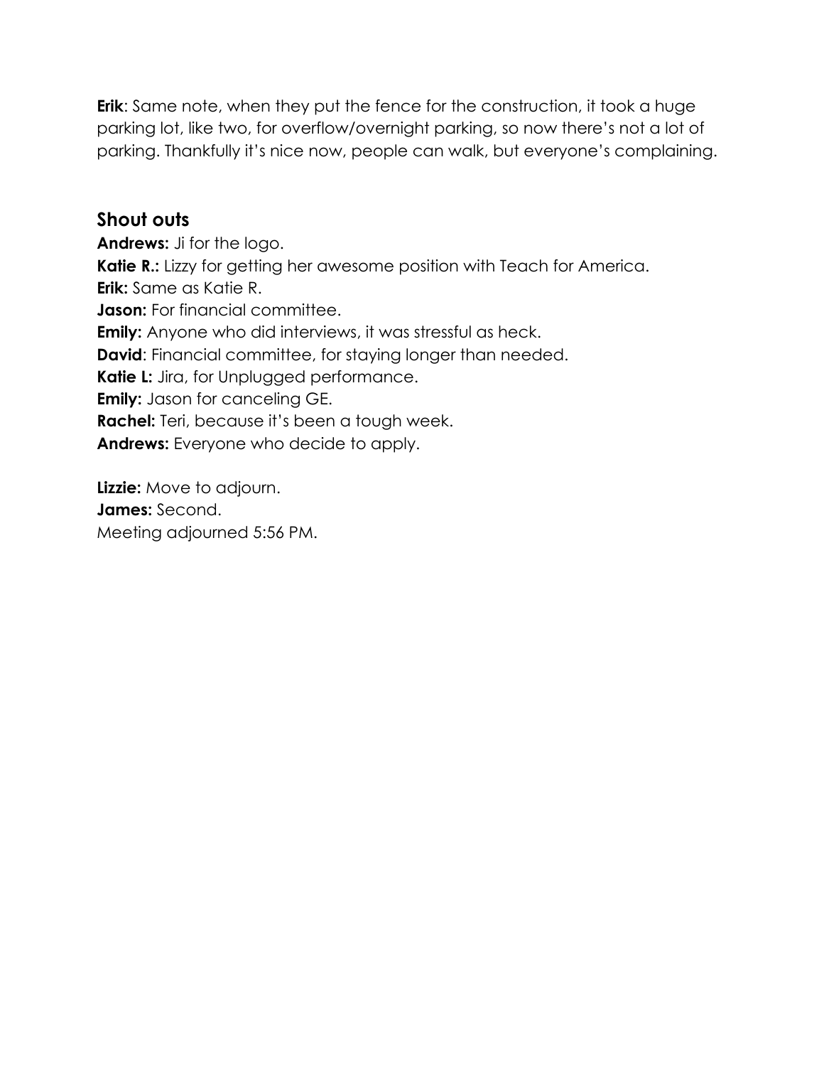**Erik**: Same note, when they put the fence for the construction, it took a huge parking lot, like two, for overflow/overnight parking, so now there's not a lot of parking. Thankfully it's nice now, people can walk, but everyone's complaining.

## Shout outs

**Andrews:** Ji for the logo.
**Katie R.:** Lizzy for getting her awesome position with Teach for America.
**Erik:** Same as Katie R.
**Jason:** For financial committee.
**Emily:** Anyone who did interviews, it was stressful as heck.
**David**: Financial committee, for staying longer than needed.
**Katie L:** Jira, for Unplugged performance.
**Emily:** Jason for canceling GE.
**Rachel:** Teri, because it's been a tough week.
**Andrews:** Everyone who decide to apply.

**Lizzie:** Move to adjourn.
**James:** Second.
Meeting adjourned 5:56 PM.